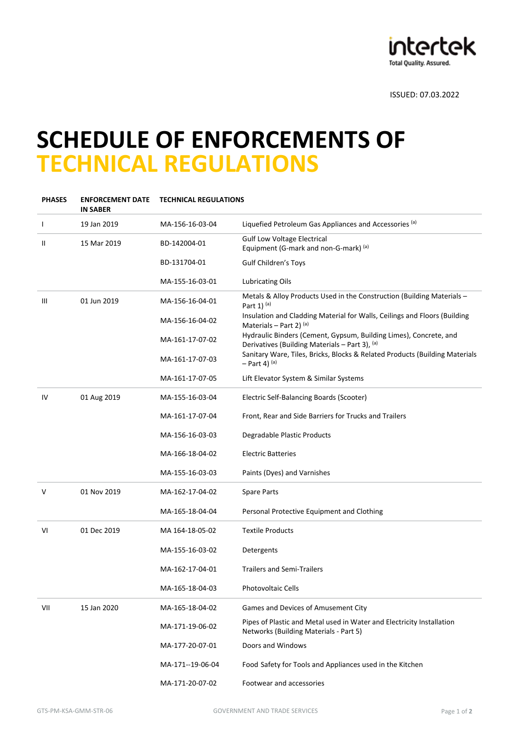ISSUED: 07.03.2022

# SCHEDULE OF ENFORCEMENTS OF TECHNICAL REGULATIONS

| PHASES | ENFORCEMENT DATE IN SABER | TECHNICAL REGULATIONS | |
|---|---|---|---|
| I | 19 Jan 2019 | MA-156-16-03-04 | Liquefied Petroleum Gas Appliances and Accessories [a] |
| II | 15 Mar 2019 | BD-142004-01 | Gulf Low Voltage Electrical Equipment (G-mark and non-G-mark) [a] |
| | | BD-131704-01 | Gulf Children's Toys |
| | | MA-155-16-03-01 | Lubricating Oils |
| III | 01 Jun 2019 | MA-156-16-04-01 | Metals & Alloy Products Used in the Construction (Building Materials – Part 1) [a] |
| | | MA-156-16-04-02 | Insulation and Cladding Material for Walls, Ceilings and Floors (Building Materials – Part 2) [a] |
| | | MA-161-17-07-02 | Hydraulic Binders (Cement, Gypsum, Building Limes), Concrete, and Derivatives (Building Materials – Part 3), [a] |
| | | MA-161-17-07-03 | Sanitary Ware, Tiles, Bricks, Blocks & Related Products (Building Materials – Part 4) [a] |
| | | MA-161-17-07-05 | Lift Elevator System & Similar Systems |
| IV | 01 Aug 2019 | MA-155-16-03-04 | Electric Self-Balancing Boards (Scooter) |
| | | MA-161-17-07-04 | Front, Rear and Side Barriers for Trucks and Trailers |
| | | MA-156-16-03-03 | Degradable Plastic Products |
| | | MA-166-18-04-02 | Electric Batteries |
| | | MA-155-16-03-03 | Paints (Dyes) and Varnishes |
| V | 01 Nov 2019 | MA-162-17-04-02 | Spare Parts |
| | | MA-165-18-04-04 | Personal Protective Equipment and Clothing |
| VI | 01 Dec 2019 | MA 164-18-05-02 | Textile Products |
| | | MA-155-16-03-02 | Detergents |
| | | MA-162-17-04-01 | Trailers and Semi-Trailers |
| | | MA-165-18-04-03 | Photovoltaic Cells |
| VII | 15 Jan 2020 | MA-165-18-04-02 | Games and Devices of Amusement City |
| | | MA-171-19-06-02 | Pipes of Plastic and Metal used in Water and Electricity Installation Networks (Building Materials - Part 5) |
| | | MA-177-20-07-01 | Doors and Windows |
| | | MA-171--19-06-04 | Food Safety for Tools and Appliances used in the Kitchen |
| | | MA-171-20-07-02 | Footwear and accessories |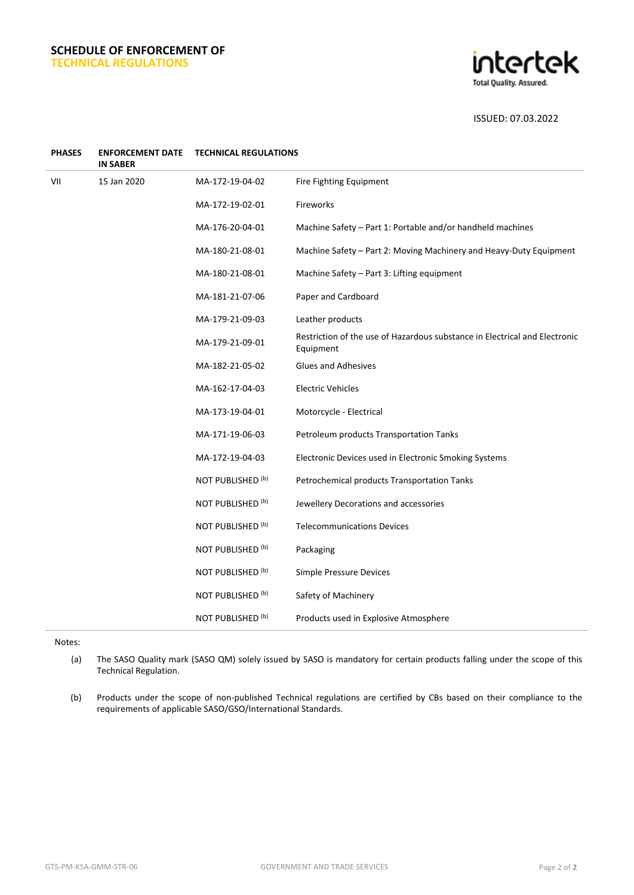**SCHEDULE OF ENFORCEMENT OF TECHNICAL REGULATIONS**

ISSUED: 07.03.2022

| PHASES | ENFORCEMENT DATE IN SABER | TECHNICAL REGULATIONS | |
|---|---|---|---|
| VII | 15 Jan 2020 | MA-172-19-04-02 | Fire Fighting Equipment |
| | | MA-172-19-02-01 | Fireworks |
| | | MA-176-20-04-01 | Machine Safety – Part 1: Portable and/or handheld machines |
| | | MA-180-21-08-01 | Machine Safety – Part 2: Moving Machinery and Heavy-Duty Equipment |
| | | MA-180-21-08-01 | Machine Safety – Part 3: Lifting equipment |
| | | MA-181-21-07-06 | Paper and Cardboard |
| | | MA-179-21-09-03 | Leather products |
| | | MA-179-21-09-01 | Restriction of the use of Hazardous substance in Electrical and Electronic Equipment |
| | | MA-182-21-05-02 | Glues and Adhesives |
| | | MA-162-17-04-03 | Electric Vehicles |
| | | MA-173-19-04-01 | Motorcycle - Electrical |
| | | MA-171-19-06-03 | Petroleum products Transportation Tanks |
| | | MA-172-19-04-03 | Electronic Devices used in Electronic Smoking Systems |
| | | NOT PUBLISHED [b] | Petrochemical products Transportation Tanks |
| | | NOT PUBLISHED [b] | Jewellery Decorations and accessories |
| | | NOT PUBLISHED [b] | Telecommunications Devices |
| | | NOT PUBLISHED [b] | Packaging |
| | | NOT PUBLISHED [b] | Simple Pressure Devices |
| | | NOT PUBLISHED [b] | Safety of Machinery |
| | | NOT PUBLISHED [b] | Products used in Explosive Atmosphere |

Notes:

(a) The SASO Quality mark (SASO QM) solely issued by SASO is mandatory for certain products falling under the scope of this Technical Regulation.

(b) Products under the scope of non-published Technical regulations are certified by CBs based on their compliance to the requirements of applicable SASO/GSO/International Standards.